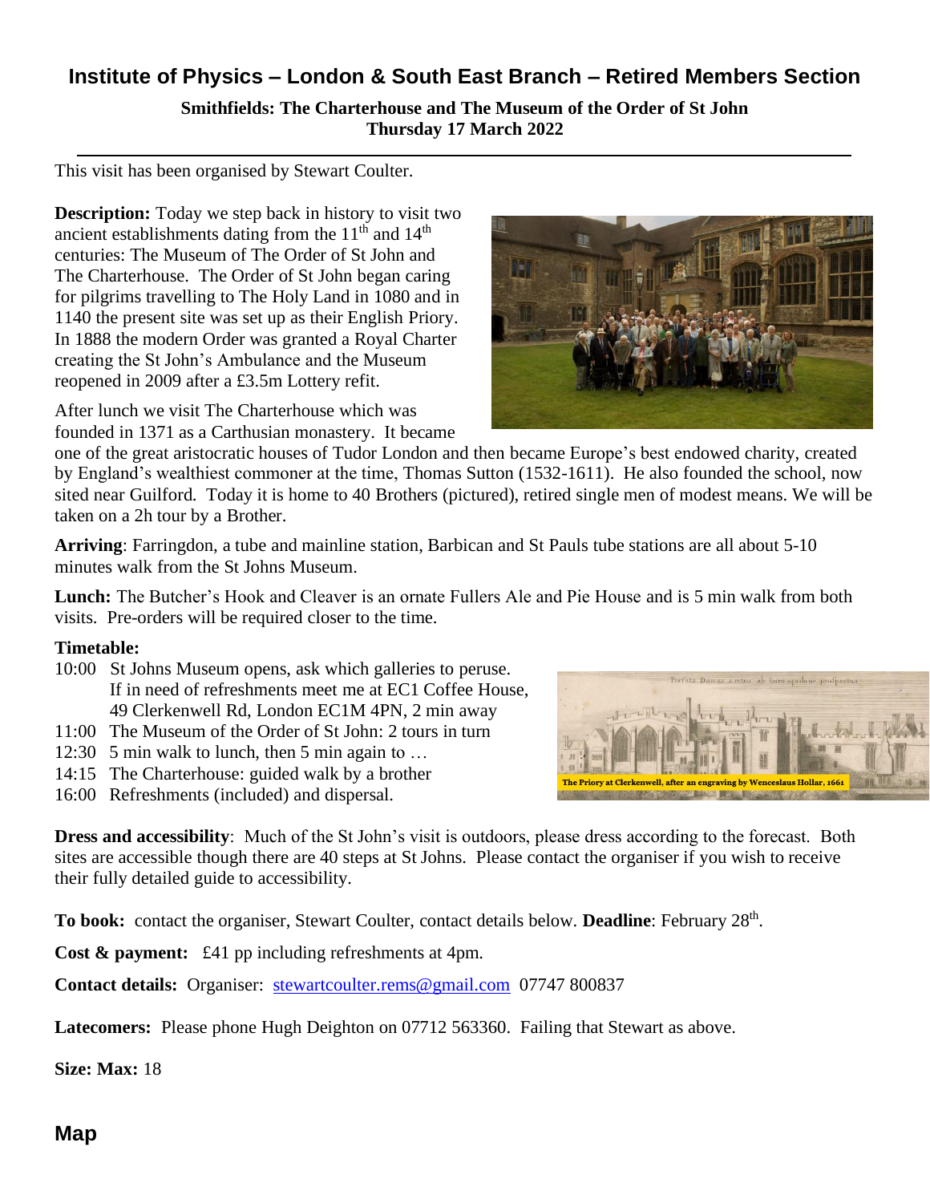# Institute of Physics – London & South East Branch – Retired Members Section

**Smithfields: The Charterhouse and The Museum of the Order of St John**
**Thursday 17 March 2022**

---

This visit has been organised by Stewart Coulter.

**Description:** Today we step back in history to visit two ancient establishments dating from the 11th and 14th centuries: The Museum of The Order of St John and The Charterhouse. The Order of St John began caring for pilgrims travelling to The Holy Land in 1080 and in 1140 the present site was set up as their English Priory. In 1888 the modern Order was granted a Royal Charter creating the St John's Ambulance and the Museum reopened in 2009 after a £3.5m Lottery refit.

After lunch we visit The Charterhouse which was founded in 1371 as a Carthusian monastery. It became one of the great aristocratic houses of Tudor London and then became Europe's best endowed charity, created by England's wealthiest commoner at the time, Thomas Sutton (1532-1611). He also founded the school, now sited near Guilford. Today it is home to 40 Brothers (pictured), retired single men of modest means. We will be taken on a 2h tour by a Brother.

**Arriving**: Farringdon, a tube and mainline station, Barbican and St Pauls tube stations are all about 5-10 minutes walk from the St Johns Museum.

**Lunch:** The Butcher's Hook and Cleaver is an ornate Fullers Ale and Pie House and is 5 min walk from both visits. Pre-orders will be required closer to the time.

**Timetable:**

- 10:00 St Johns Museum opens, ask which galleries to peruse. If in need of refreshments meet me at EC1 Coffee House, 49 Clerkenwell Rd, London EC1M 4PN, 2 min away
- 11:00 The Museum of the Order of St John: 2 tours in turn
- 12:30 5 min walk to lunch, then 5 min again to …
- 14:15 The Charterhouse: guided walk by a brother
- 16:00 Refreshments (included) and dispersal.

The Priory at Clerkenwell, after an engraving by Wenceslaus Hollar, 1661

**Dress and accessibility**: Much of the St John's visit is outdoors, please dress according to the forecast. Both sites are accessible though there are 40 steps at St Johns. Please contact the organiser if you wish to receive their fully detailed guide to accessibility.

**To book:** contact the organiser, Stewart Coulter, contact details below. **Deadline**: February 28th.

**Cost & payment:** £41 pp including refreshments at 4pm.

**Contact details:** Organiser: stewartcoulter.rems@gmail.com 07747 800837

**Latecomers:** Please phone Hugh Deighton on 07712 563360. Failing that Stewart as above.

**Size: Max:** 18

## Map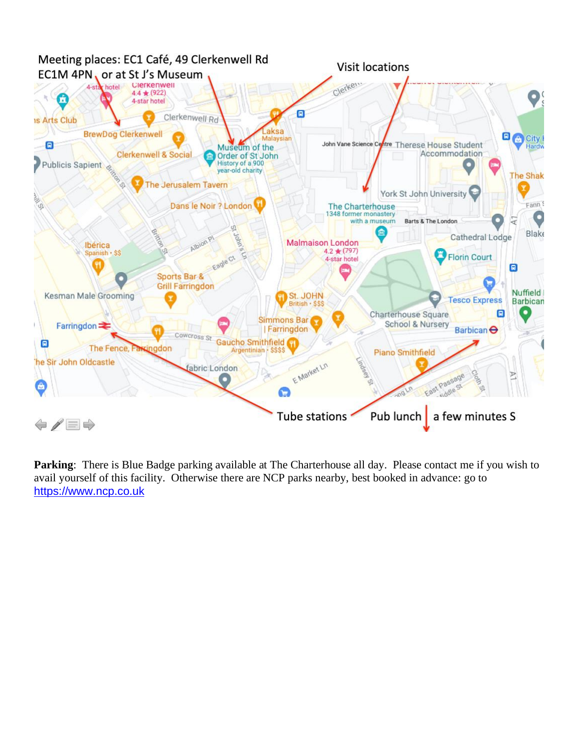Meeting places: EC1 Café, 49 Clerkenwell Rd EC1M 4PN, or at St J's Museum

Visit locations

Tube stations

Pub lunch | a few minutes S

**Parking**: There is Blue Badge parking available at The Charterhouse all day. Please contact me if you wish to avail yourself of this facility. Otherwise there are NCP parks nearby, best booked in advance: go to https://www.ncp.co.uk